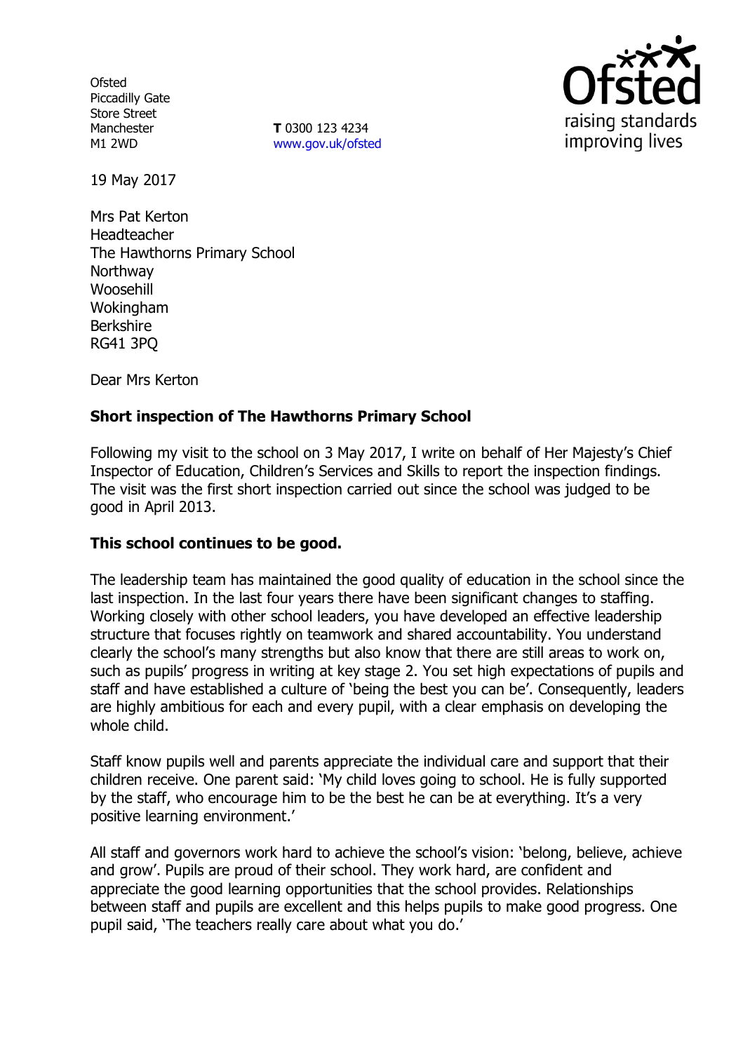Ofsted
Piccadilly Gate
Store Street
Manchester
M1 2WD

**T** 0300 123 4234
www.gov.uk/ofsted

19 May 2017

Mrs Pat Kerton
Headteacher
The Hawthorns Primary School
Northway
Woosehill
Wokingham
Berkshire
RG41 3PQ

Dear Mrs Kerton

**Short inspection of The Hawthorns Primary School**

Following my visit to the school on 3 May 2017, I write on behalf of Her Majesty's Chief Inspector of Education, Children's Services and Skills to report the inspection findings. The visit was the first short inspection carried out since the school was judged to be good in April 2013.

**This school continues to be good.**

The leadership team has maintained the good quality of education in the school since the last inspection. In the last four years there have been significant changes to staffing. Working closely with other school leaders, you have developed an effective leadership structure that focuses rightly on teamwork and shared accountability. You understand clearly the school's many strengths but also know that there are still areas to work on, such as pupils' progress in writing at key stage 2. You set high expectations of pupils and staff and have established a culture of 'being the best you can be'. Consequently, leaders are highly ambitious for each and every pupil, with a clear emphasis on developing the whole child.

Staff know pupils well and parents appreciate the individual care and support that their children receive. One parent said: 'My child loves going to school. He is fully supported by the staff, who encourage him to be the best he can be at everything. It's a very positive learning environment.'

All staff and governors work hard to achieve the school's vision: 'belong, believe, achieve and grow'. Pupils are proud of their school. They work hard, are confident and appreciate the good learning opportunities that the school provides. Relationships between staff and pupils are excellent and this helps pupils to make good progress. One pupil said, 'The teachers really care about what you do.'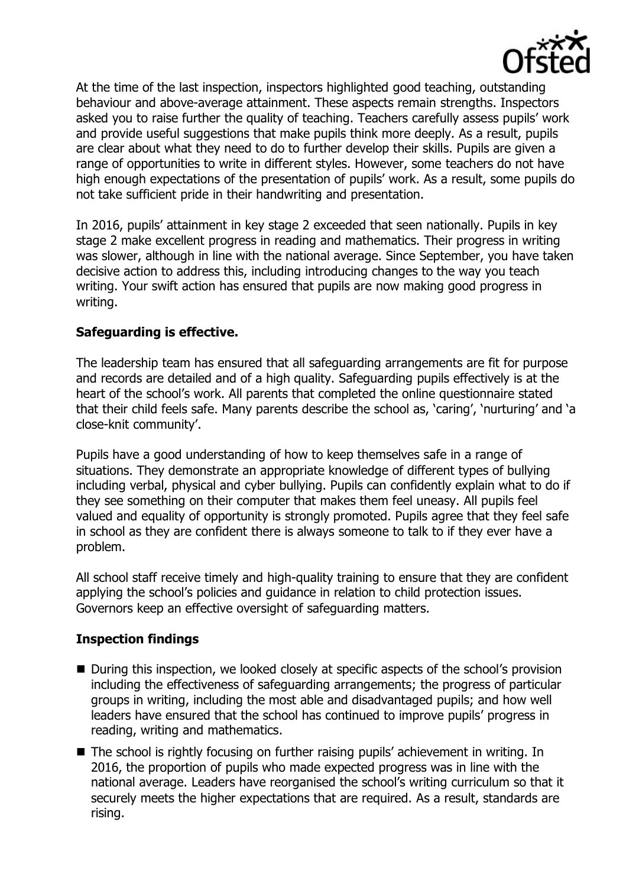At the time of the last inspection, inspectors highlighted good teaching, outstanding behaviour and above-average attainment. These aspects remain strengths. Inspectors asked you to raise further the quality of teaching. Teachers carefully assess pupils' work and provide useful suggestions that make pupils think more deeply. As a result, pupils are clear about what they need to do to further develop their skills. Pupils are given a range of opportunities to write in different styles. However, some teachers do not have high enough expectations of the presentation of pupils' work. As a result, some pupils do not take sufficient pride in their handwriting and presentation.

In 2016, pupils' attainment in key stage 2 exceeded that seen nationally. Pupils in key stage 2 make excellent progress in reading and mathematics. Their progress in writing was slower, although in line with the national average. Since September, you have taken decisive action to address this, including introducing changes to the way you teach writing. Your swift action has ensured that pupils are now making good progress in writing.

## Safeguarding is effective.

The leadership team has ensured that all safeguarding arrangements are fit for purpose and records are detailed and of a high quality. Safeguarding pupils effectively is at the heart of the school's work. All parents that completed the online questionnaire stated that their child feels safe. Many parents describe the school as, 'caring', 'nurturing' and 'a close-knit community'.

Pupils have a good understanding of how to keep themselves safe in a range of situations. They demonstrate an appropriate knowledge of different types of bullying including verbal, physical and cyber bullying. Pupils can confidently explain what to do if they see something on their computer that makes them feel uneasy. All pupils feel valued and equality of opportunity is strongly promoted. Pupils agree that they feel safe in school as they are confident there is always someone to talk to if they ever have a problem.

All school staff receive timely and high-quality training to ensure that they are confident applying the school's policies and guidance in relation to child protection issues. Governors keep an effective oversight of safeguarding matters.

## Inspection findings

- During this inspection, we looked closely at specific aspects of the school's provision including the effectiveness of safeguarding arrangements; the progress of particular groups in writing, including the most able and disadvantaged pupils; and how well leaders have ensured that the school has continued to improve pupils' progress in reading, writing and mathematics.
- The school is rightly focusing on further raising pupils' achievement in writing. In 2016, the proportion of pupils who made expected progress was in line with the national average. Leaders have reorganised the school's writing curriculum so that it securely meets the higher expectations that are required. As a result, standards are rising.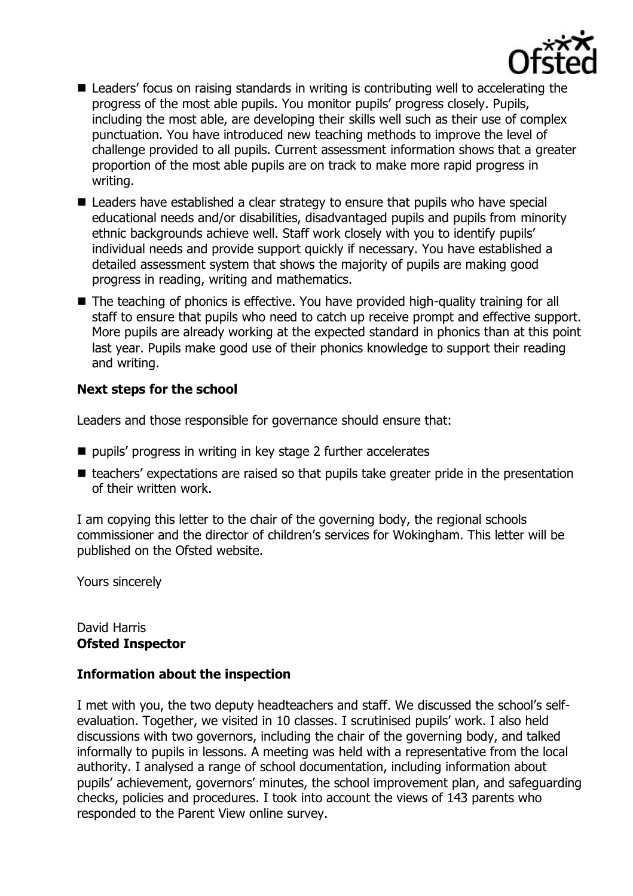- Leaders' focus on raising standards in writing is contributing well to accelerating the progress of the most able pupils. You monitor pupils' progress closely. Pupils, including the most able, are developing their skills well such as their use of complex punctuation. You have introduced new teaching methods to improve the level of challenge provided to all pupils. Current assessment information shows that a greater proportion of the most able pupils are on track to make more rapid progress in writing.
- Leaders have established a clear strategy to ensure that pupils who have special educational needs and/or disabilities, disadvantaged pupils and pupils from minority ethnic backgrounds achieve well. Staff work closely with you to identify pupils' individual needs and provide support quickly if necessary. You have established a detailed assessment system that shows the majority of pupils are making good progress in reading, writing and mathematics.
- The teaching of phonics is effective. You have provided high-quality training for all staff to ensure that pupils who need to catch up receive prompt and effective support. More pupils are already working at the expected standard in phonics than at this point last year. Pupils make good use of their phonics knowledge to support their reading and writing.

### Next steps for the school

Leaders and those responsible for governance should ensure that:

- pupils' progress in writing in key stage 2 further accelerates
- teachers' expectations are raised so that pupils take greater pride in the presentation of their written work.

I am copying this letter to the chair of the governing body, the regional schools commissioner and the director of children's services for Wokingham. This letter will be published on the Ofsted website.

Yours sincerely

David Harris
**Ofsted Inspector**

### Information about the inspection

I met with you, the two deputy headteachers and staff. We discussed the school's self-evaluation. Together, we visited in 10 classes. I scrutinised pupils' work. I also held discussions with two governors, including the chair of the governing body, and talked informally to pupils in lessons. A meeting was held with a representative from the local authority. I analysed a range of school documentation, including information about pupils' achievement, governors' minutes, the school improvement plan, and safeguarding checks, policies and procedures. I took into account the views of 143 parents who responded to the Parent View online survey.